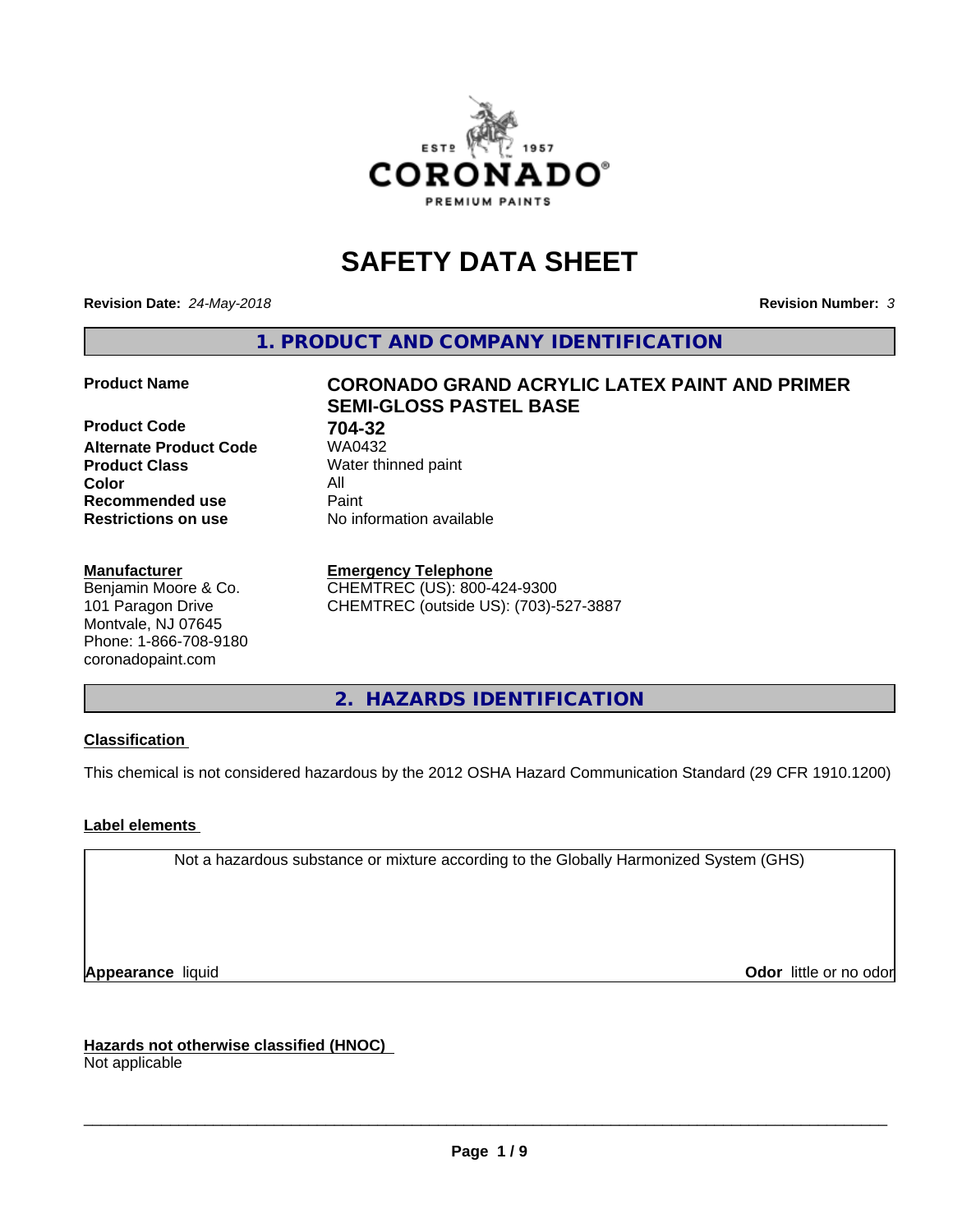# SAFETY DATA SHEET

**Revision Date:** *24-May-2018* **Revision Number:** *3*

## 1. PRODUCT AND COMPANY IDENTIFICATION

| | |
|---|---|
| **Product Name** | **CORONADO GRAND ACRYLIC LATEX PAINT AND PRIMER SEMI-GLOSS PASTEL BASE** |
| **Product Code** | **704-32** |
| **Alternate Product Code** | WA0432 |
| **Product Class** | Water thinned paint |
| **Color** | All |
| **Recommended use** | Paint |
| **Restrictions on use** | No information available |

**Manufacturer**
Benjamin Moore & Co.
101 Paragon Drive
Montvale, NJ 07645
Phone: 1-866-708-9180
coronadopaint.com

**Emergency Telephone**
CHEMTREC (US): 800-424-9300
CHEMTREC (outside US): (703)-527-3887

## 2. HAZARDS IDENTIFICATION

**Classification**

This chemical is not considered hazardous by the 2012 OSHA Hazard Communication Standard (29 CFR 1910.1200)

**Label elements**

Not a hazardous substance or mixture according to the Globally Harmonized System (GHS)

**Appearance** liquid **Odor** little or no odor

**Hazards not otherwise classified (HNOC)**
Not applicable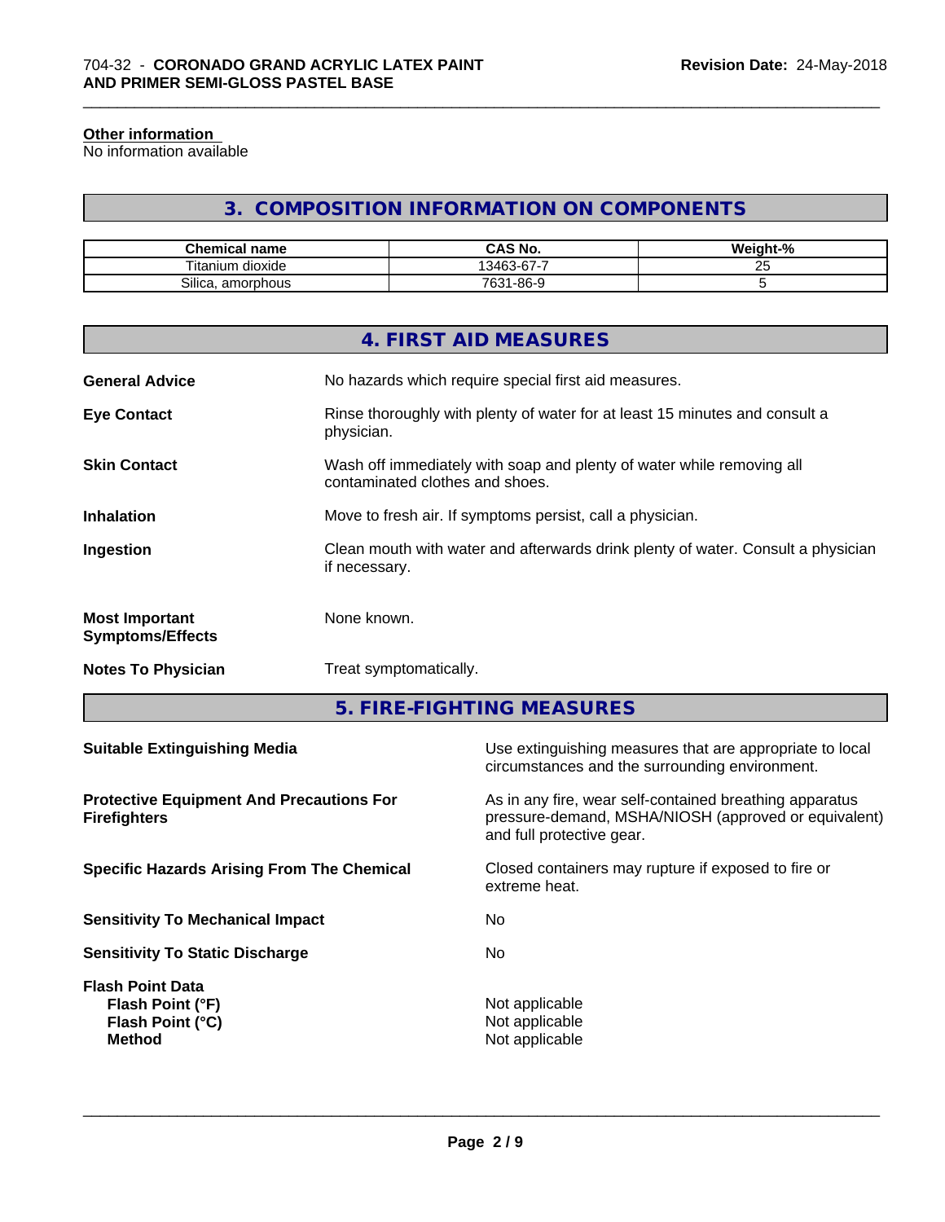**Other information**
No information available

## 3. COMPOSITION INFORMATION ON COMPONENTS

| Chemical name | CAS No. | Weight-% |
|---|---|---|
| Titanium dioxide | 13463-67-7 | 25 |
| Silica, amorphous | 7631-86-9 | 5 |

## 4. FIRST AID MEASURES

**General Advice**
No hazards which require special first aid measures.

**Eye Contact**
Rinse thoroughly with plenty of water for at least 15 minutes and consult a physician.

**Skin Contact**
Wash off immediately with soap and plenty of water while removing all contaminated clothes and shoes.

**Inhalation**
Move to fresh air. If symptoms persist, call a physician.

**Ingestion**
Clean mouth with water and afterwards drink plenty of water. Consult a physician if necessary.

**Most Important Symptoms/Effects**
None known.

**Notes To Physician**
Treat symptomatically.

## 5. FIRE-FIGHTING MEASURES

**Suitable Extinguishing Media**
Use extinguishing measures that are appropriate to local circumstances and the surrounding environment.

**Protective Equipment And Precautions For Firefighters**
As in any fire, wear self-contained breathing apparatus pressure-demand, MSHA/NIOSH (approved or equivalent) and full protective gear.

**Specific Hazards Arising From The Chemical**
Closed containers may rupture if exposed to fire or extreme heat.

**Sensitivity To Mechanical Impact**
No

**Sensitivity To Static Discharge**
No

**Flash Point Data**
- **Flash Point (°F)**: Not applicable
- **Flash Point (°C)**: Not applicable
- **Method**: Not applicable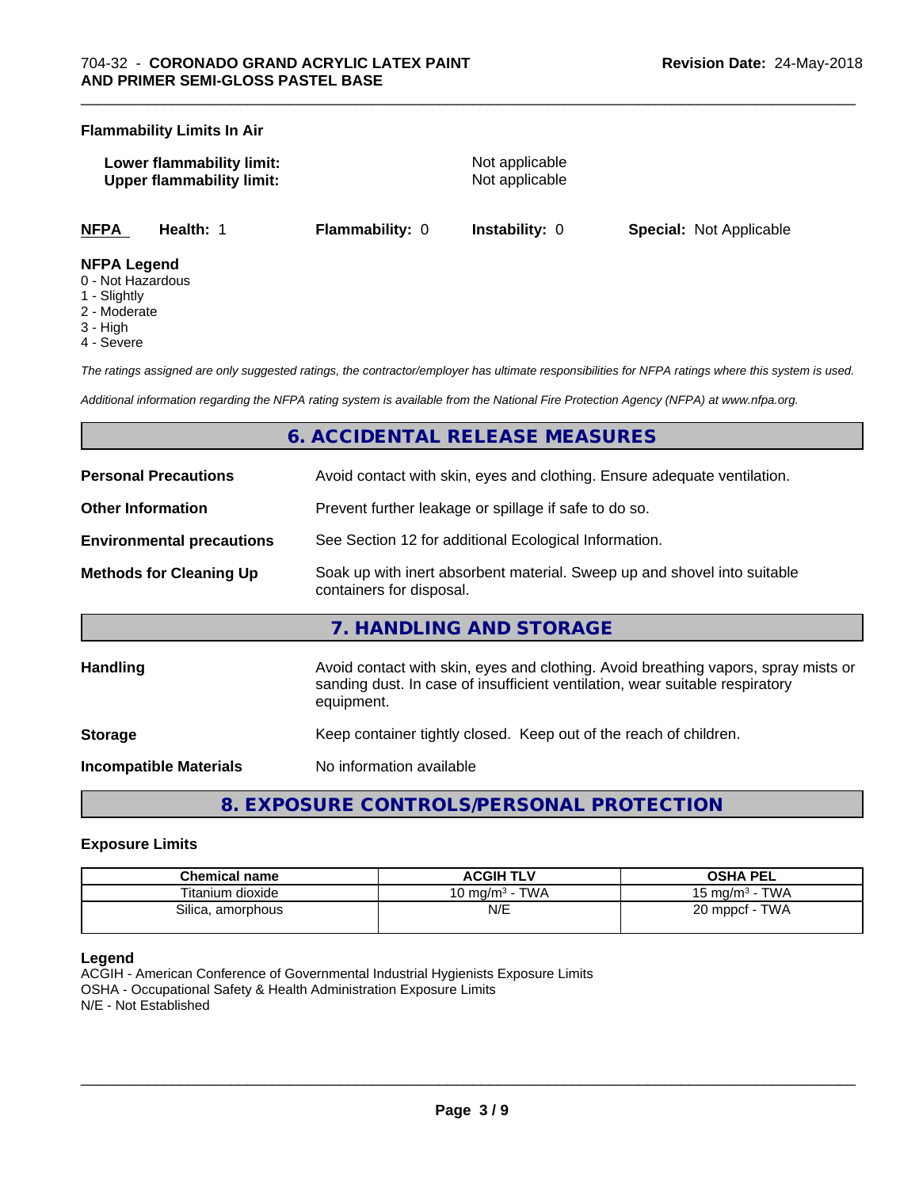**Flammability Limits In Air**

| | |
|---|---|
| **Lower flammability limit:** | Not applicable |
| **Upper flammability limit:** | Not applicable |

| **NFPA** | **Health:** 1 | **Flammability:** 0 | **Instability:** 0 | **Special:** Not Applicable |
|---|---|---|---|---|

**NFPA Legend**
0 - Not Hazardous
1 - Slightly
2 - Moderate
3 - High
4 - Severe

*The ratings assigned are only suggested ratings, the contractor/employer has ultimate responsibilities for NFPA ratings where this system is used.*

*Additional information regarding the NFPA rating system is available from the National Fire Protection Agency (NFPA) at www.nfpa.org.*

## 6. ACCIDENTAL RELEASE MEASURES

| | |
|---|---|
| **Personal Precautions** | Avoid contact with skin, eyes and clothing. Ensure adequate ventilation. |
| **Other Information** | Prevent further leakage or spillage if safe to do so. |
| **Environmental precautions** | See Section 12 for additional Ecological Information. |
| **Methods for Cleaning Up** | Soak up with inert absorbent material. Sweep up and shovel into suitable containers for disposal. |

## 7. HANDLING AND STORAGE

| | |
|---|---|
| **Handling** | Avoid contact with skin, eyes and clothing. Avoid breathing vapors, spray mists or sanding dust. In case of insufficient ventilation, wear suitable respiratory equipment. |
| **Storage** | Keep container tightly closed. Keep out of the reach of children. |
| **Incompatible Materials** | No information available |

## 8. EXPOSURE CONTROLS/PERSONAL PROTECTION

**Exposure Limits**

| Chemical name | ACGIH TLV | OSHA PEL |
|---|---|---|
| Titanium dioxide | 10 mg/m³ - TWA | 15 mg/m³ - TWA |
| Silica, amorphous | N/E | 20 mppcf - TWA |

**Legend**
ACGIH - American Conference of Governmental Industrial Hygienists Exposure Limits
OSHA - Occupational Safety & Health Administration Exposure Limits
N/E - Not Established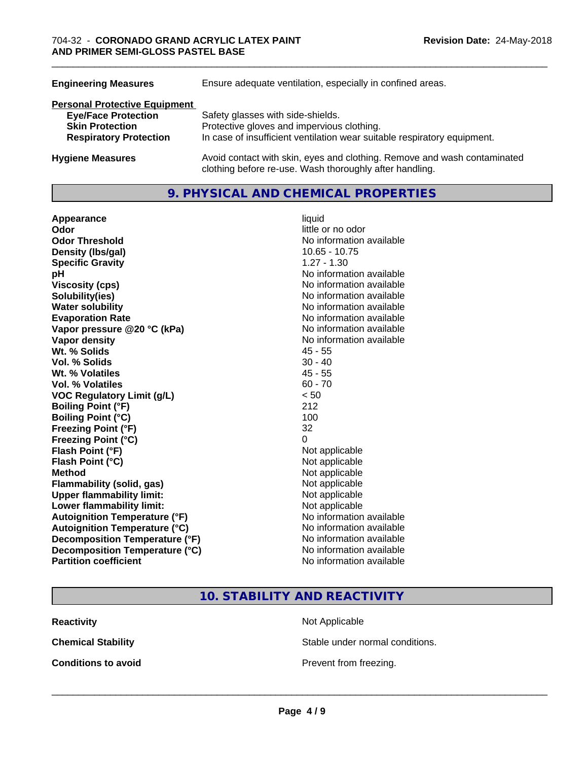| | |
|---|---|
| **Engineering Measures** | Ensure adequate ventilation, especially in confined areas. |

**Personal Protective Equipment**

| | |
|---|---|
| **Eye/Face Protection** | Safety glasses with side-shields. |
| **Skin Protection** | Protective gloves and impervious clothing. |
| **Respiratory Protection** | In case of insufficient ventilation wear suitable respiratory equipment. |

| | |
|---|---|
| **Hygiene Measures** | Avoid contact with skin, eyes and clothing. Remove and wash contaminated clothing before re-use. Wash thoroughly after handling. |

## 9. PHYSICAL AND CHEMICAL PROPERTIES

| | |
|---|---|
| **Appearance** | liquid |
| **Odor** | little or no odor |
| **Odor Threshold** | No information available |
| **Density (lbs/gal)** | 10.65 - 10.75 |
| **Specific Gravity** | 1.27 - 1.30 |
| **pH** | No information available |
| **Viscosity (cps)** | No information available |
| **Solubility(ies)** | No information available |
| **Water solubility** | No information available |
| **Evaporation Rate** | No information available |
| **Vapor pressure @20 °C (kPa)** | No information available |
| **Vapor density** | No information available |
| **Wt. % Solids** | 45 - 55 |
| **Vol. % Solids** | 30 - 40 |
| **Wt. % Volatiles** | 45 - 55 |
| **Vol. % Volatiles** | 60 - 70 |
| **VOC Regulatory Limit (g/L)** | < 50 |
| **Boiling Point (°F)** | 212 |
| **Boiling Point (°C)** | 100 |
| **Freezing Point (°F)** | 32 |
| **Freezing Point (°C)** | 0 |
| **Flash Point (°F)** | Not applicable |
| **Flash Point (°C)** | Not applicable |
| **Method** | Not applicable |
| **Flammability (solid, gas)** | Not applicable |
| **Upper flammability limit:** | Not applicable |
| **Lower flammability limit:** | Not applicable |
| **Autoignition Temperature (°F)** | No information available |
| **Autoignition Temperature (°C)** | No information available |
| **Decomposition Temperature (°F)** | No information available |
| **Decomposition Temperature (°C)** | No information available |
| **Partition coefficient** | No information available |

## 10. STABILITY AND REACTIVITY

| | |
|---|---|
| **Reactivity** | Not Applicable |
| **Chemical Stability** | Stable under normal conditions. |
| **Conditions to avoid** | Prevent from freezing. |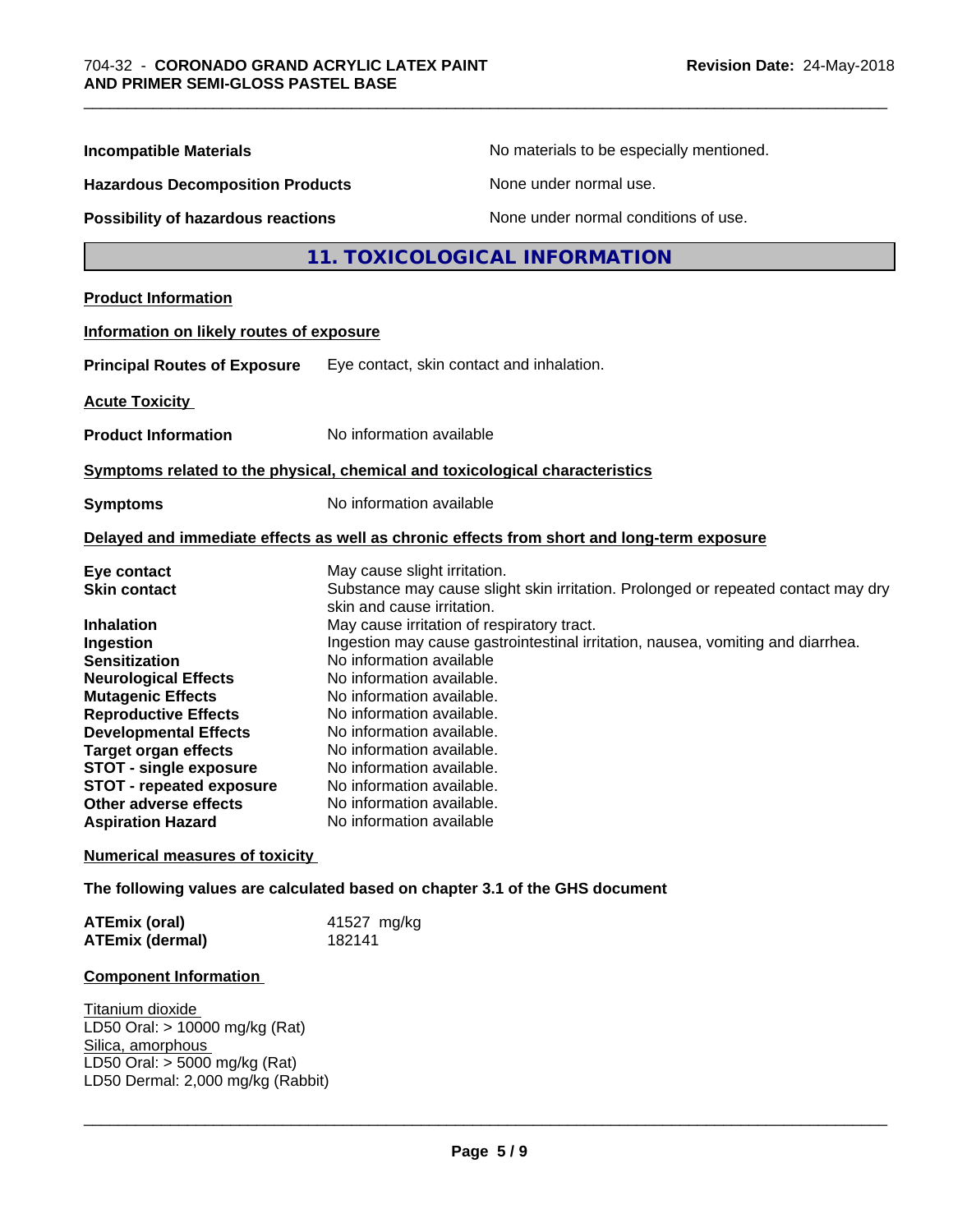**Incompatible Materials** No materials to be especially mentioned.

**Hazardous Decomposition Products** None under normal use.

**Possibility of hazardous reactions** None under normal conditions of use.

## 11. TOXICOLOGICAL INFORMATION

**Product Information**

**Information on likely routes of exposure**

**Principal Routes of Exposure** Eye contact, skin contact and inhalation.

**Acute Toxicity**

**Product Information** No information available

**Symptoms related to the physical, chemical and toxicological characteristics**

**Symptoms** No information available

**Delayed and immediate effects as well as chronic effects from short and long-term exposure**

| | |
|---|---|
| **Eye contact** | May cause slight irritation. |
| **Skin contact** | Substance may cause slight skin irritation. Prolonged or repeated contact may dry skin and cause irritation. |
| **Inhalation** | May cause irritation of respiratory tract. |
| **Ingestion** | Ingestion may cause gastrointestinal irritation, nausea, vomiting and diarrhea. |
| **Sensitization** | No information available |
| **Neurological Effects** | No information available. |
| **Mutagenic Effects** | No information available. |
| **Reproductive Effects** | No information available. |
| **Developmental Effects** | No information available. |
| **Target organ effects** | No information available. |
| **STOT - single exposure** | No information available. |
| **STOT - repeated exposure** | No information available. |
| **Other adverse effects** | No information available. |
| **Aspiration Hazard** | No information available |

**Numerical measures of toxicity**

**The following values are calculated based on chapter 3.1 of the GHS document**

| | |
|---|---|
| **ATEmix (oral)** | 41527 mg/kg |
| **ATEmix (dermal)** | 182141 |

**Component Information**

Titanium dioxide
LD50 Oral: > 10000 mg/kg (Rat)
Silica, amorphous
LD50 Oral: > 5000 mg/kg (Rat)
LD50 Dermal: 2,000 mg/kg (Rabbit)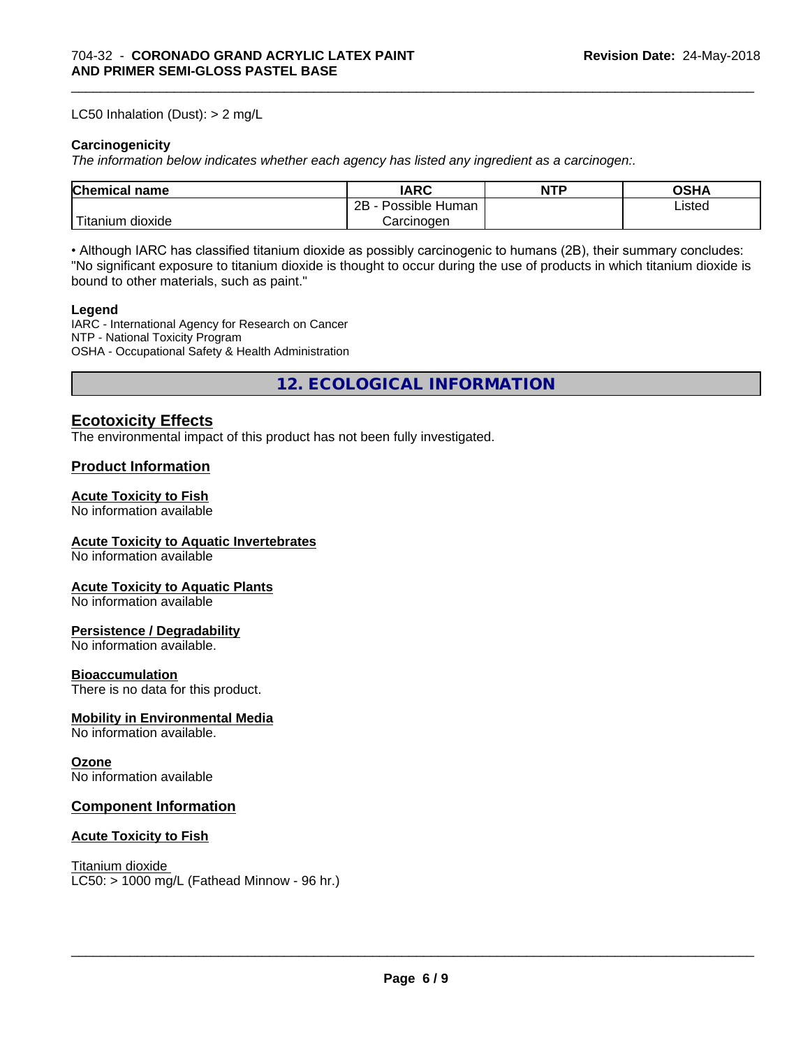LC50 Inhalation (Dust): > 2 mg/L

**Carcinogenicity**

*The information below indicates whether each agency has listed any ingredient as a carcinogen:.*

| Chemical name | IARC | NTP | OSHA |
|---|---|---|---|
| Titanium dioxide | 2B - Possible Human Carcinogen | | Listed |

• Although IARC has classified titanium dioxide as possibly carcinogenic to humans (2B), their summary concludes: "No significant exposure to titanium dioxide is thought to occur during the use of products in which titanium dioxide is bound to other materials, such as paint."

**Legend**

IARC - International Agency for Research on Cancer
NTP - National Toxicity Program
OSHA - Occupational Safety & Health Administration

## 12. ECOLOGICAL INFORMATION

### Ecotoxicity Effects

The environmental impact of this product has not been fully investigated.

### Product Information

**Acute Toxicity to Fish**
No information available

**Acute Toxicity to Aquatic Invertebrates**
No information available

**Acute Toxicity to Aquatic Plants**
No information available

**Persistence / Degradability**
No information available.

**Bioaccumulation**
There is no data for this product.

**Mobility in Environmental Media**
No information available.

**Ozone**
No information available

### Component Information

**Acute Toxicity to Fish**

Titanium dioxide
LC50: > 1000 mg/L (Fathead Minnow - 96 hr.)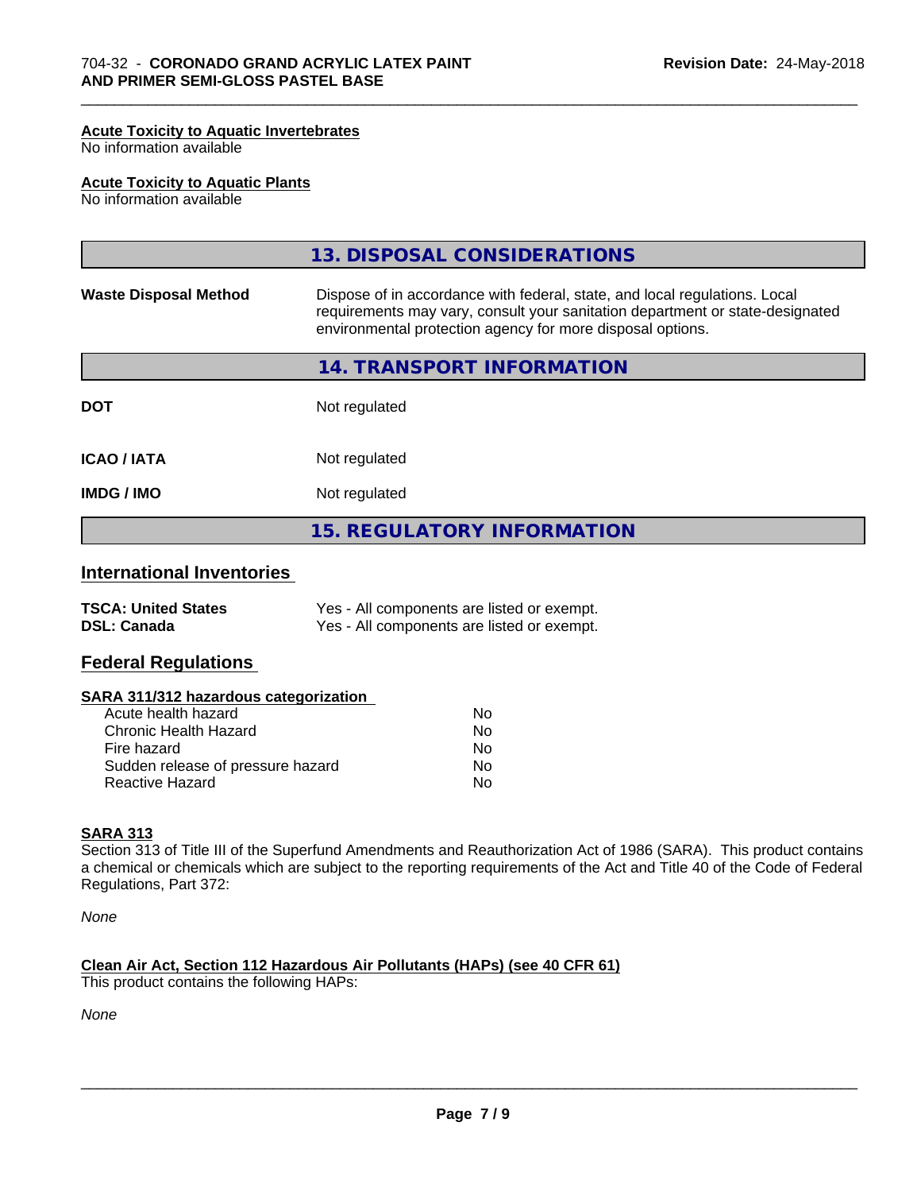#### Acute Toxicity to Aquatic Invertebrates
No information available

#### Acute Toxicity to Aquatic Plants
No information available

## 13. DISPOSAL CONSIDERATIONS

| | |
|---|---|
| **Waste Disposal Method** | Dispose of in accordance with federal, state, and local regulations. Local requirements may vary, consult your sanitation department or state-designated environmental protection agency for more disposal options. |

## 14. TRANSPORT INFORMATION

| | |
|---|---|
| **DOT** | Not regulated |
| **ICAO / IATA** | Not regulated |
| **IMDG / IMO** | Not regulated |

## 15. REGULATORY INFORMATION

### International Inventories

| | |
|---|---|
| **TSCA: United States** | Yes - All components are listed or exempt. |
| **DSL: Canada** | Yes - All components are listed or exempt. |

### Federal Regulations

#### SARA 311/312 hazardous categorization

| | |
|---|---|
| Acute health hazard | No |
| Chronic Health Hazard | No |
| Fire hazard | No |
| Sudden release of pressure hazard | No |
| Reactive Hazard | No |

#### SARA 313
Section 313 of Title III of the Superfund Amendments and Reauthorization Act of 1986 (SARA). This product contains a chemical or chemicals which are subject to the reporting requirements of the Act and Title 40 of the Code of Federal Regulations, Part 372:

*None*

#### Clean Air Act, Section 112 Hazardous Air Pollutants (HAPs) (see 40 CFR 61)
This product contains the following HAPs:

*None*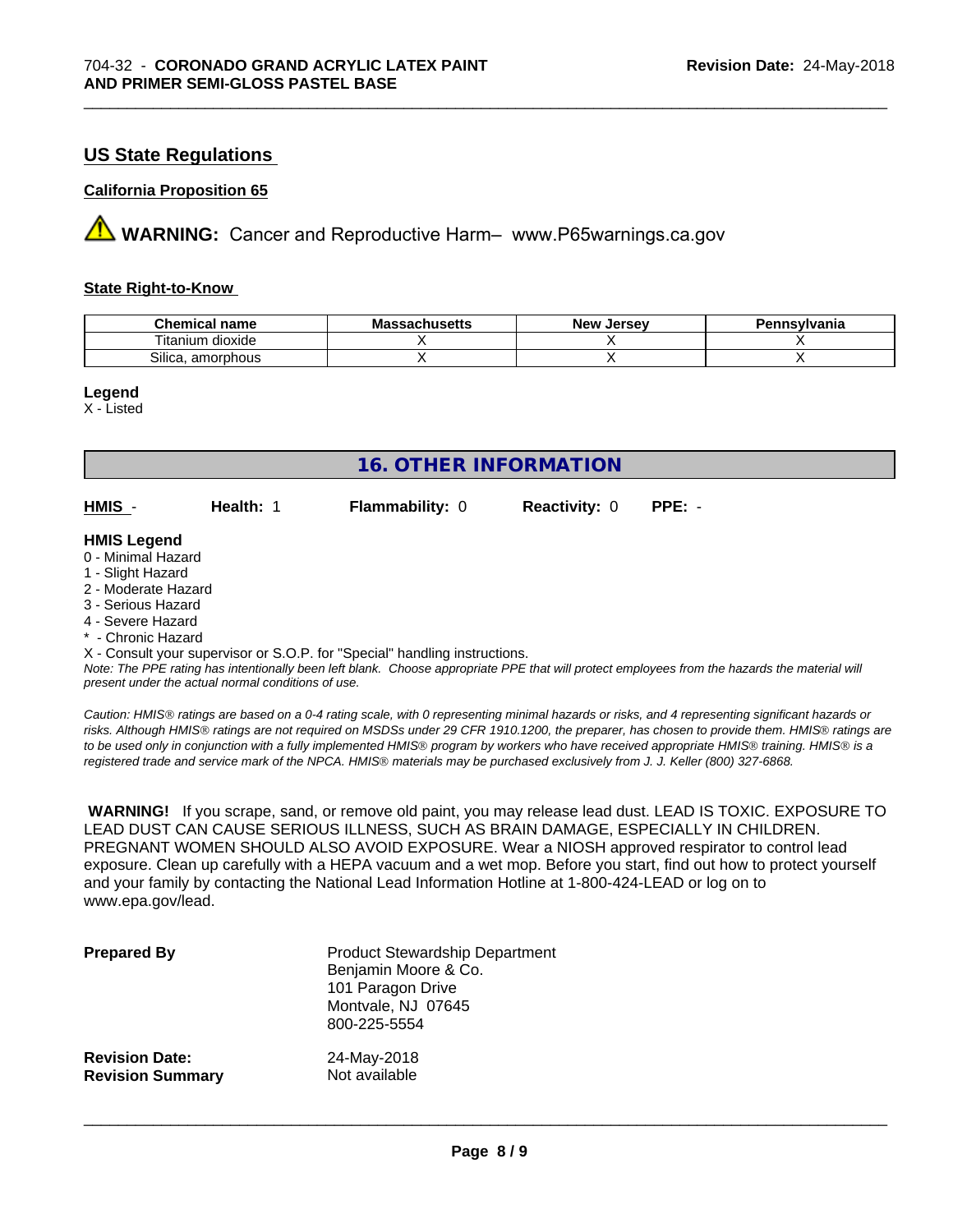## US State Regulations

### California Proposition 65

⚠ **WARNING:** Cancer and Reproductive Harm– www.P65warnings.ca.gov

### State Right-to-Know

| Chemical name | Massachusetts | New Jersey | Pennsylvania |
|---|---|---|---|
| Titanium dioxide | X | X | X |
| Silica, amorphous | X | X | X |

**Legend**

X - Listed

## 16. OTHER INFORMATION

| HMIS - | Health: 1 | Flammability: 0 | Reactivity: 0 | PPE: - |
|---|---|---|---|---|

**HMIS Legend**

0 - Minimal Hazard
1 - Slight Hazard
2 - Moderate Hazard
3 - Serious Hazard
4 - Severe Hazard
* - Chronic Hazard
X - Consult your supervisor or S.O.P. for "Special" handling instructions.

*Note: The PPE rating has intentionally been left blank. Choose appropriate PPE that will protect employees from the hazards the material will present under the actual normal conditions of use.*

*Caution: HMIS® ratings are based on a 0-4 rating scale, with 0 representing minimal hazards or risks, and 4 representing significant hazards or risks. Although HMIS® ratings are not required on MSDSs under 29 CFR 1910.1200, the preparer, has chosen to provide them. HMIS® ratings are to be used only in conjunction with a fully implemented HMIS® program by workers who have received appropriate HMIS® training. HMIS® is a registered trade and service mark of the NPCA. HMIS® materials may be purchased exclusively from J. J. Keller (800) 327-6868.*

**WARNING!** If you scrape, sand, or remove old paint, you may release lead dust. LEAD IS TOXIC. EXPOSURE TO LEAD DUST CAN CAUSE SERIOUS ILLNESS, SUCH AS BRAIN DAMAGE, ESPECIALLY IN CHILDREN. PREGNANT WOMEN SHOULD ALSO AVOID EXPOSURE. Wear a NIOSH approved respirator to control lead exposure. Clean up carefully with a HEPA vacuum and a wet mop. Before you start, find out how to protect yourself and your family by contacting the National Lead Information Hotline at 1-800-424-LEAD or log on to www.epa.gov/lead.

**Prepared By**
Product Stewardship Department
Benjamin Moore & Co.
101 Paragon Drive
Montvale, NJ 07645
800-225-5554

**Revision Date:** 24-May-2018
**Revision Summary** Not available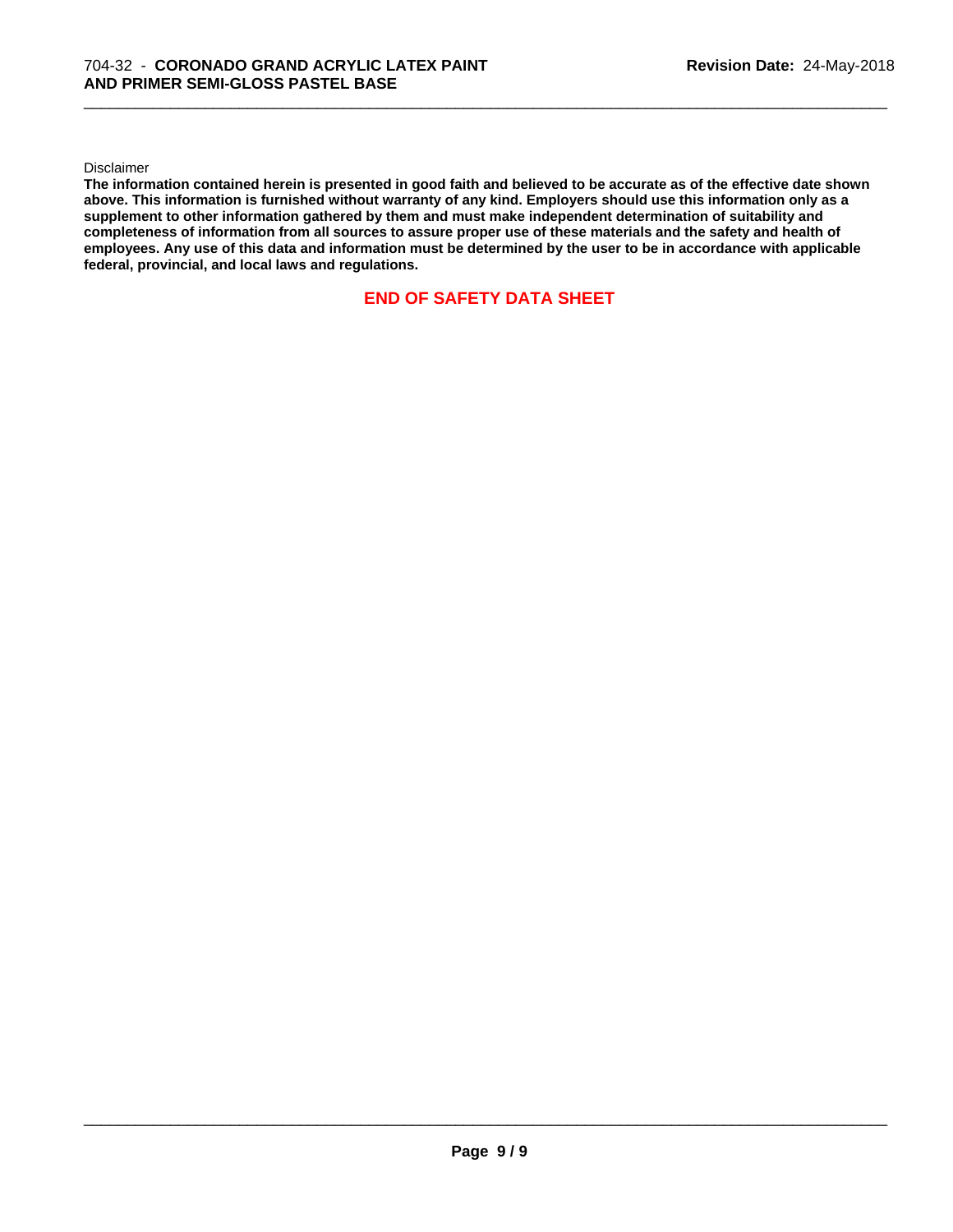Disclaimer

**The information contained herein is presented in good faith and believed to be accurate as of the effective date shown above. This information is furnished without warranty of any kind. Employers should use this information only as a supplement to other information gathered by them and must make independent determination of suitability and completeness of information from all sources to assure proper use of these materials and the safety and health of employees. Any use of this data and information must be determined by the user to be in accordance with applicable federal, provincial, and local laws and regulations.**

**END OF SAFETY DATA SHEET**